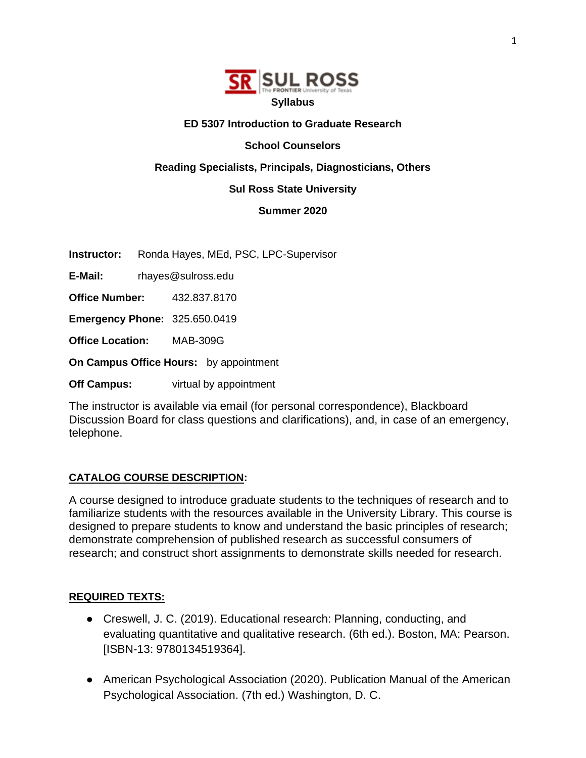**Syllabus**

**ED 5307 Introduction to Graduate Research**

**School Counselors**

**Reading Specialists, Principals, Diagnosticians, Others**

**Sul Ross State University**

**Summer 2020**

**Instructor:** Ronda Hayes, MEd, PSC, LPC-Supervisor

**E-Mail:** rhayes@sulross.edu

**Office Number:** 432.837.8170

**Emergency Phone:** 325.650.0419

**Office Location:** MAB-309G

**On Campus Office Hours:** by appointment

**Off Campus:** virtual by appointment

The instructor is available via email (for personal correspondence), Blackboard Discussion Board for class questions and clarifications), and, in case of an emergency, telephone.

## CATALOG COURSE DESCRIPTION:

A course designed to introduce graduate students to the techniques of research and to familiarize students with the resources available in the University Library. This course is designed to prepare students to know and understand the basic principles of research; demonstrate comprehension of published research as successful consumers of research; and construct short assignments to demonstrate skills needed for research.

## REQUIRED TEXTS:

- Creswell, J. C. (2019). Educational research: Planning, conducting, and evaluating quantitative and qualitative research. (6th ed.). Boston, MA: Pearson. [ISBN-13: 9780134519364].
- American Psychological Association (2020). Publication Manual of the American Psychological Association. (7th ed.) Washington, D. C.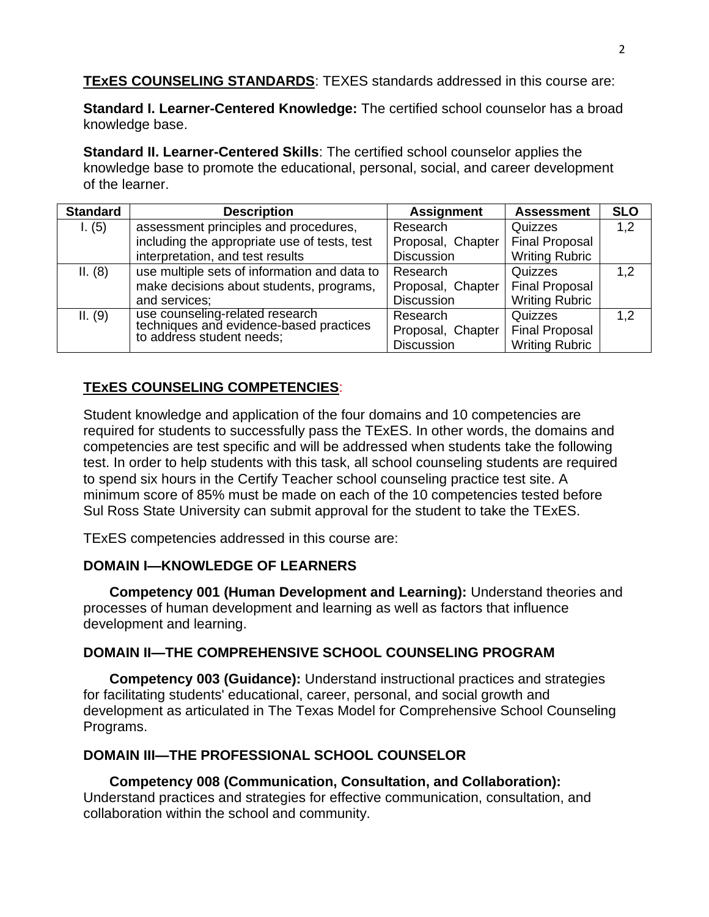**TExES COUNSELING STANDARDS**: TEXES standards addressed in this course are:

**Standard I. Learner-Centered Knowledge:** The certified school counselor has a broad knowledge base.

**Standard II. Learner-Centered Skills**: The certified school counselor applies the knowledge base to promote the educational, personal, social, and career development of the learner.

| Standard | Description | Assignment | Assessment | SLO |
| --- | --- | --- | --- | --- |
| I. (5) | assessment principles and procedures, including the appropriate use of tests, test interpretation, and test results | Research Proposal, Chapter Discussion | Quizzes Final Proposal Writing Rubric | 1,2 |
| II. (8) | use multiple sets of information and data to make decisions about students, programs, and services; | Research Proposal, Chapter Discussion | Quizzes Final Proposal Writing Rubric | 1,2 |
| II. (9) | use counseling-related research techniques and evidence-based practices to address student needs; | Research Proposal, Chapter Discussion | Quizzes Final Proposal Writing Rubric | 1,2 |

**TExES COUNSELING COMPETENCIES**:

Student knowledge and application of the four domains and 10 competencies are required for students to successfully pass the TExES. In other words, the domains and competencies are test specific and will be addressed when students take the following test. In order to help students with this task, all school counseling students are required to spend six hours in the Certify Teacher school counseling practice test site. A minimum score of 85% must be made on each of the 10 competencies tested before Sul Ross State University can submit approval for the student to take the TExES.

TExES competencies addressed in this course are:

**DOMAIN I—KNOWLEDGE OF LEARNERS**

**Competency 001 (Human Development and Learning):** Understand theories and processes of human development and learning as well as factors that influence development and learning.

**DOMAIN II—THE COMPREHENSIVE SCHOOL COUNSELING PROGRAM**

**Competency 003 (Guidance):** Understand instructional practices and strategies for facilitating students' educational, career, personal, and social growth and development as articulated in The Texas Model for Comprehensive School Counseling Programs.

**DOMAIN III—THE PROFESSIONAL SCHOOL COUNSELOR**

**Competency 008 (Communication, Consultation, and Collaboration):** Understand practices and strategies for effective communication, consultation, and collaboration within the school and community.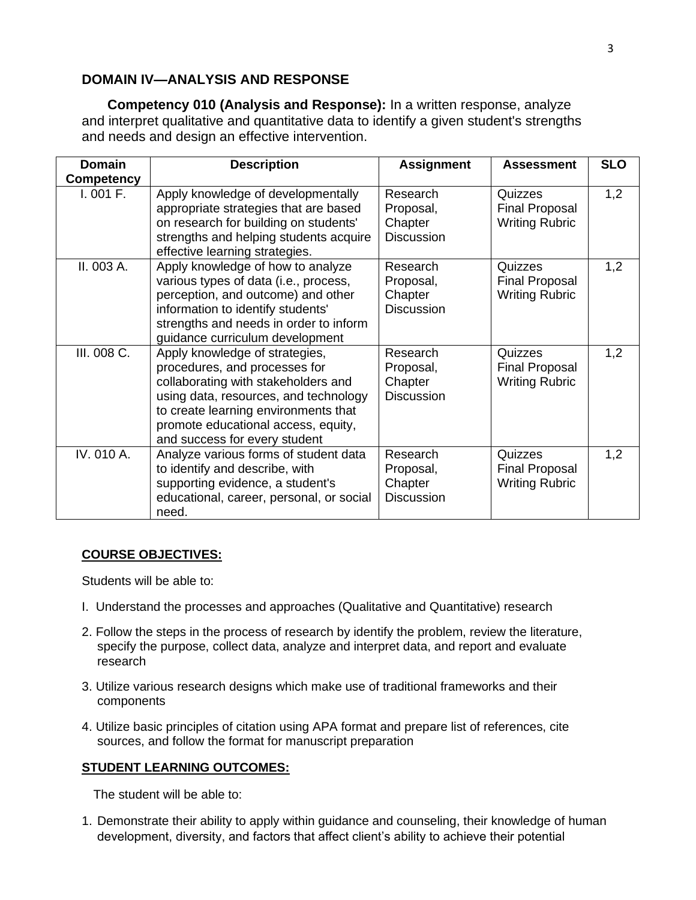## DOMAIN IV—ANALYSIS AND RESPONSE

**Competency 010 (Analysis and Response):** In a written response, analyze and interpret qualitative and quantitative data to identify a given student's strengths and needs and design an effective intervention.

| Domain Competency | Description | Assignment | Assessment | SLO |
|---|---|---|---|---|
| I. 001 F. | Apply knowledge of developmentally appropriate strategies that are based on research for building on students' strengths and helping students acquire effective learning strategies. | Research Proposal, Chapter Discussion | Quizzes Final Proposal Writing Rubric | 1,2 |
| II. 003 A. | Apply knowledge of how to analyze various types of data (i.e., process, perception, and outcome) and other information to identify students' strengths and needs in order to inform guidance curriculum development | Research Proposal, Chapter Discussion | Quizzes Final Proposal Writing Rubric | 1,2 |
| III. 008 C. | Apply knowledge of strategies, procedures, and processes for collaborating with stakeholders and using data, resources, and technology to create learning environments that promote educational access, equity, and success for every student | Research Proposal, Chapter Discussion | Quizzes Final Proposal Writing Rubric | 1,2 |
| IV. 010 A. | Analyze various forms of student data to identify and describe, with supporting evidence, a student's educational, career, personal, or social need. | Research Proposal, Chapter Discussion | Quizzes Final Proposal Writing Rubric | 1,2 |

**COURSE OBJECTIVES:**

Students will be able to:

I. Understand the processes and approaches (Qualitative and Quantitative) research

2. Follow the steps in the process of research by identify the problem, review the literature, specify the purpose, collect data, analyze and interpret data, and report and evaluate research

3. Utilize various research designs which make use of traditional frameworks and their components

4. Utilize basic principles of citation using APA format and prepare list of references, cite sources, and follow the format for manuscript preparation

**STUDENT LEARNING OUTCOMES:**

The student will be able to:

1. Demonstrate their ability to apply within guidance and counseling, their knowledge of human development, diversity, and factors that affect client's ability to achieve their potential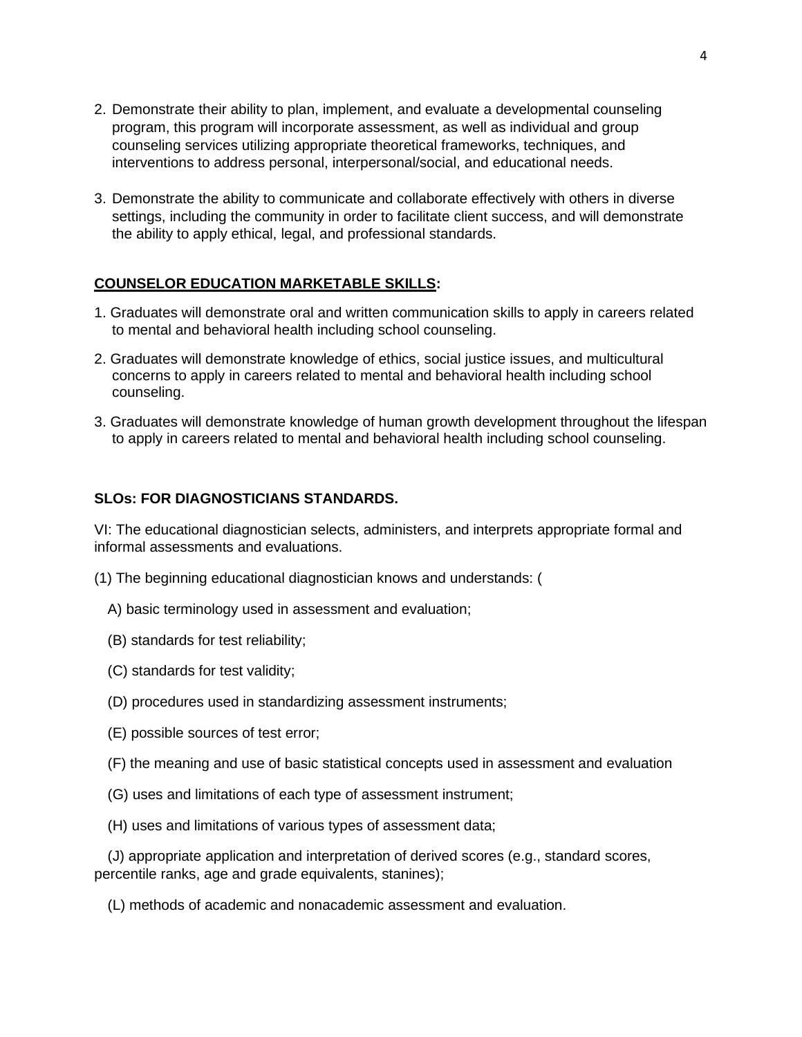2. Demonstrate their ability to plan, implement, and evaluate a developmental counseling program, this program will incorporate assessment, as well as individual and group counseling services utilizing appropriate theoretical frameworks, techniques, and interventions to address personal, interpersonal/social, and educational needs.

3. Demonstrate the ability to communicate and collaborate effectively with others in diverse settings, including the community in order to facilitate client success, and will demonstrate the ability to apply ethical, legal, and professional standards.

**COUNSELOR EDUCATION MARKETABLE SKILLS:**

1. Graduates will demonstrate oral and written communication skills to apply in careers related to mental and behavioral health including school counseling.

2. Graduates will demonstrate knowledge of ethics, social justice issues, and multicultural concerns to apply in careers related to mental and behavioral health including school counseling.

3. Graduates will demonstrate knowledge of human growth development throughout the lifespan to apply in careers related to mental and behavioral health including school counseling.

**SLOs: FOR DIAGNOSTICIANS STANDARDS.**

VI: The educational diagnostician selects, administers, and interprets appropriate formal and informal assessments and evaluations.

(1) The beginning educational diagnostician knows and understands: (

A) basic terminology used in assessment and evaluation;

(B) standards for test reliability;

(C) standards for test validity;

(D) procedures used in standardizing assessment instruments;

(E) possible sources of test error;

(F) the meaning and use of basic statistical concepts used in assessment and evaluation

(G) uses and limitations of each type of assessment instrument;

(H) uses and limitations of various types of assessment data;

(J) appropriate application and interpretation of derived scores (e.g., standard scores, percentile ranks, age and grade equivalents, stanines);

(L) methods of academic and nonacademic assessment and evaluation.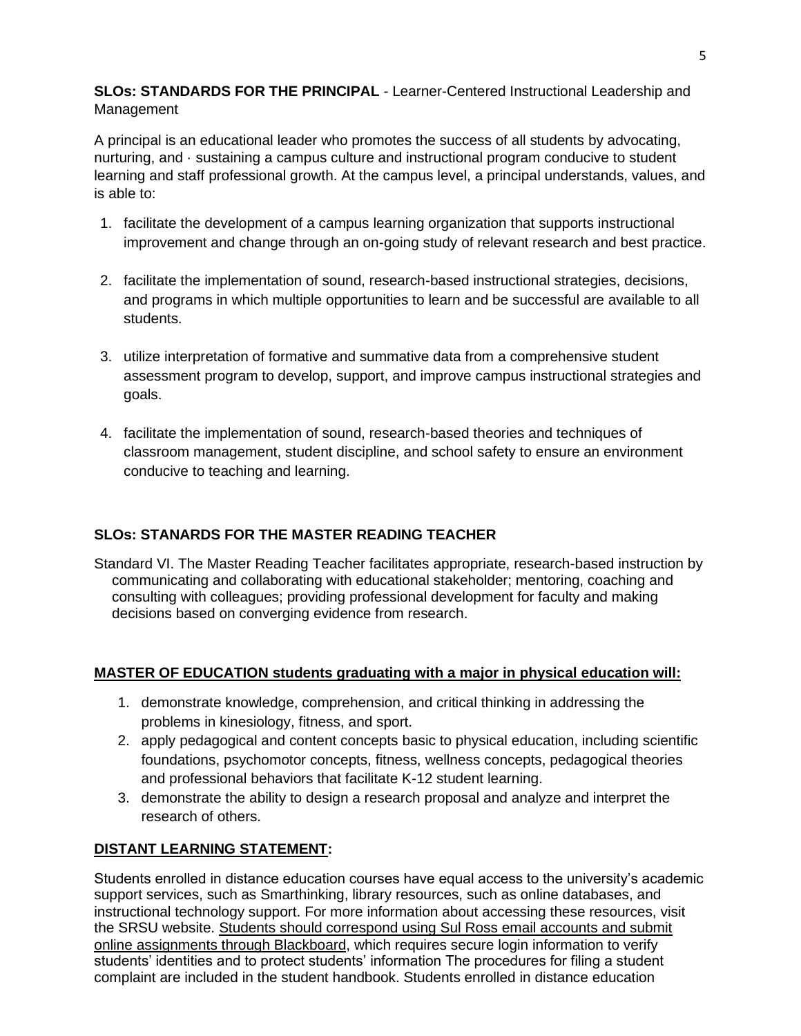**SLOs: STANDARDS FOR THE PRINCIPAL** - Learner-Centered Instructional Leadership and Management

A principal is an educational leader who promotes the success of all students by advocating, nurturing, and · sustaining a campus culture and instructional program conducive to student learning and staff professional growth. At the campus level, a principal understands, values, and is able to:

1. facilitate the development of a campus learning organization that supports instructional improvement and change through an on-going study of relevant research and best practice.
2. facilitate the implementation of sound, research-based instructional strategies, decisions, and programs in which multiple opportunities to learn and be successful are available to all students.
3. utilize interpretation of formative and summative data from a comprehensive student assessment program to develop, support, and improve campus instructional strategies and goals.
4. facilitate the implementation of sound, research-based theories and techniques of classroom management, student discipline, and school safety to ensure an environment conducive to teaching and learning.

**SLOs: STANARDS FOR THE MASTER READING TEACHER**

Standard VI. The Master Reading Teacher facilitates appropriate, research-based instruction by communicating and collaborating with educational stakeholder; mentoring, coaching and consulting with colleagues; providing professional development for faculty and making decisions based on converging evidence from research.

**MASTER OF EDUCATION students graduating with a major in physical education will:**

1. demonstrate knowledge, comprehension, and critical thinking in addressing the problems in kinesiology, fitness, and sport.
2. apply pedagogical and content concepts basic to physical education, including scientific foundations, psychomotor concepts, fitness, wellness concepts, pedagogical theories and professional behaviors that facilitate K-12 student learning.
3. demonstrate the ability to design a research proposal and analyze and interpret the research of others.

**DISTANT LEARNING STATEMENT:**

Students enrolled in distance education courses have equal access to the university's academic support services, such as Smarthinking, library resources, such as online databases, and instructional technology support. For more information about accessing these resources, visit the SRSU website. Students should correspond using Sul Ross email accounts and submit online assignments through Blackboard, which requires secure login information to verify students' identities and to protect students' information The procedures for filing a student complaint are included in the student handbook. Students enrolled in distance education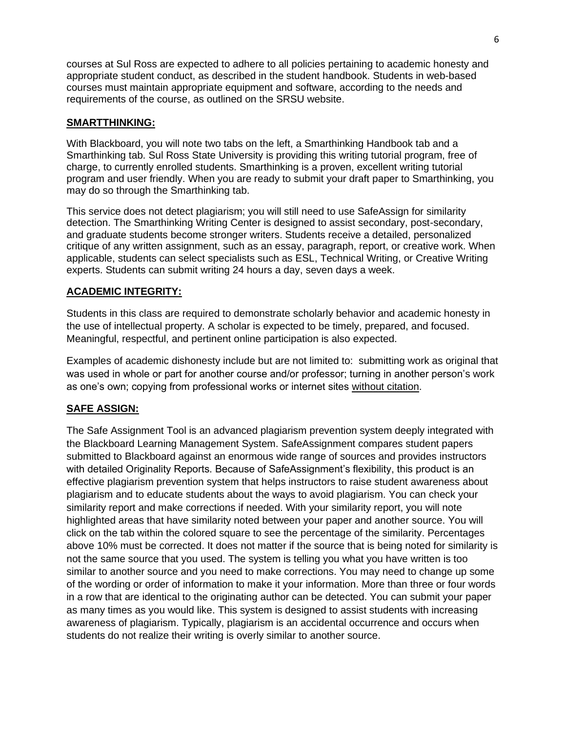courses at Sul Ross are expected to adhere to all policies pertaining to academic honesty and appropriate student conduct, as described in the student handbook. Students in web-based courses must maintain appropriate equipment and software, according to the needs and requirements of the course, as outlined on the SRSU website.

## SMARTTHINKING:

With Blackboard, you will note two tabs on the left, a Smarthinking Handbook tab and a Smarthinking tab. Sul Ross State University is providing this writing tutorial program, free of charge, to currently enrolled students. Smarthinking is a proven, excellent writing tutorial program and user friendly. When you are ready to submit your draft paper to Smarthinking, you may do so through the Smarthinking tab.

This service does not detect plagiarism; you will still need to use SafeAssign for similarity detection. The Smarthinking Writing Center is designed to assist secondary, post-secondary, and graduate students become stronger writers. Students receive a detailed, personalized critique of any written assignment, such as an essay, paragraph, report, or creative work. When applicable, students can select specialists such as ESL, Technical Writing, or Creative Writing experts. Students can submit writing 24 hours a day, seven days a week.

## ACADEMIC INTEGRITY:

Students in this class are required to demonstrate scholarly behavior and academic honesty in the use of intellectual property. A scholar is expected to be timely, prepared, and focused. Meaningful, respectful, and pertinent online participation is also expected.

Examples of academic dishonesty include but are not limited to: submitting work as original that was used in whole or part for another course and/or professor; turning in another person's work as one's own; copying from professional works or internet sites without citation.

## SAFE ASSIGN:

The Safe Assignment Tool is an advanced plagiarism prevention system deeply integrated with the Blackboard Learning Management System. SafeAssignment compares student papers submitted to Blackboard against an enormous wide range of sources and provides instructors with detailed Originality Reports. Because of SafeAssignment's flexibility, this product is an effective plagiarism prevention system that helps instructors to raise student awareness about plagiarism and to educate students about the ways to avoid plagiarism. You can check your similarity report and make corrections if needed. With your similarity report, you will note highlighted areas that have similarity noted between your paper and another source. You will click on the tab within the colored square to see the percentage of the similarity. Percentages above 10% must be corrected. It does not matter if the source that is being noted for similarity is not the same source that you used. The system is telling you what you have written is too similar to another source and you need to make corrections. You may need to change up some of the wording or order of information to make it your information. More than three or four words in a row that are identical to the originating author can be detected. You can submit your paper as many times as you would like. This system is designed to assist students with increasing awareness of plagiarism. Typically, plagiarism is an accidental occurrence and occurs when students do not realize their writing is overly similar to another source.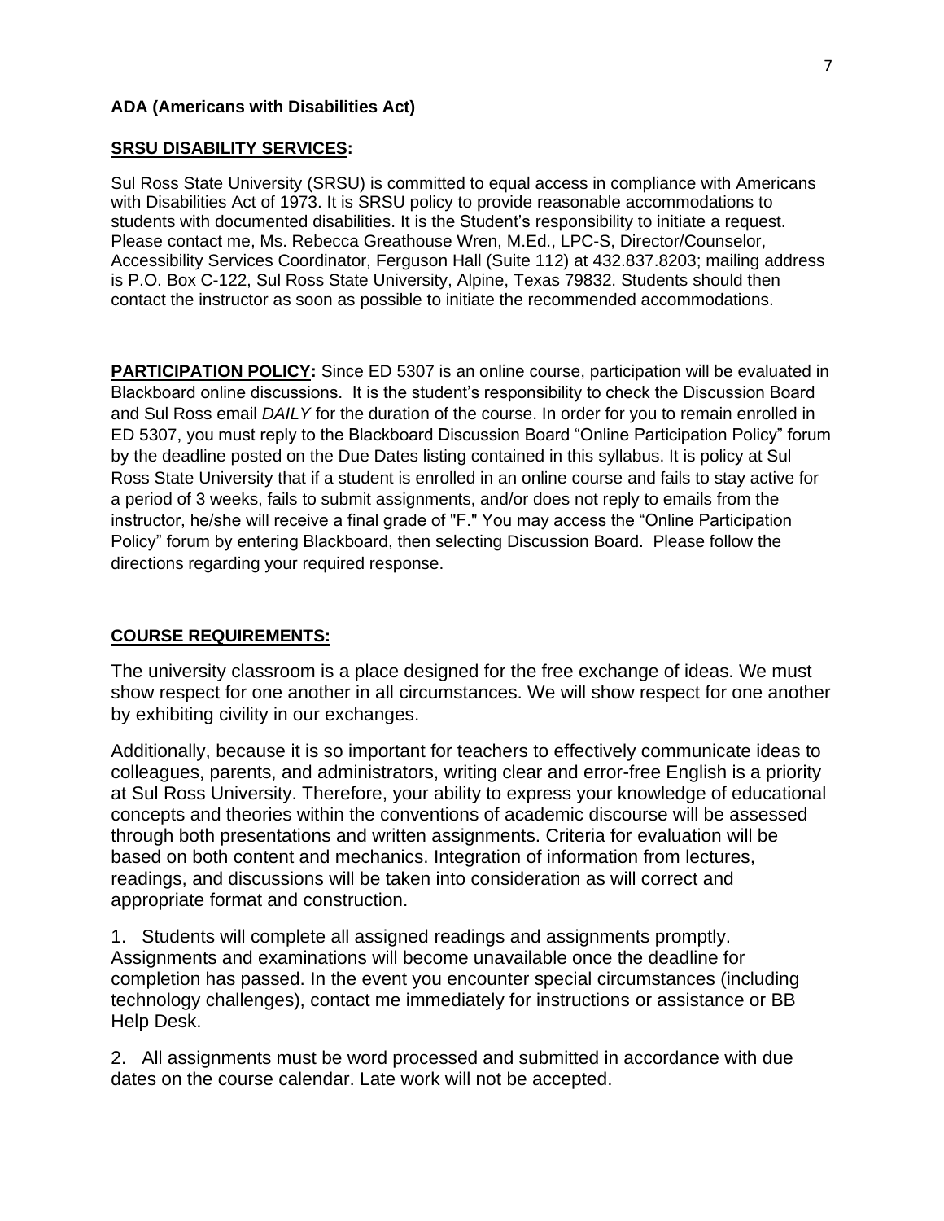**ADA (Americans with Disabilities Act)**

**SRSU DISABILITY SERVICES:**

Sul Ross State University (SRSU) is committed to equal access in compliance with Americans with Disabilities Act of 1973. It is SRSU policy to provide reasonable accommodations to students with documented disabilities. It is the Student's responsibility to initiate a request. Please contact me, Ms. Rebecca Greathouse Wren, M.Ed., LPC-S, Director/Counselor, Accessibility Services Coordinator, Ferguson Hall (Suite 112) at 432.837.8203; mailing address is P.O. Box C-122, Sul Ross State University, Alpine, Texas 79832. Students should then contact the instructor as soon as possible to initiate the recommended accommodations.

**PARTICIPATION POLICY:** Since ED 5307 is an online course, participation will be evaluated in Blackboard online discussions. It is the student's responsibility to check the Discussion Board and Sul Ross email ***DAILY*** for the duration of the course. In order for you to remain enrolled in ED 5307, you must reply to the Blackboard Discussion Board "Online Participation Policy" forum by the deadline posted on the Due Dates listing contained in this syllabus. It is policy at Sul Ross State University that if a student is enrolled in an online course and fails to stay active for a period of 3 weeks, fails to submit assignments, and/or does not reply to emails from the instructor, he/she will receive a final grade of "F." You may access the "Online Participation Policy" forum by entering Blackboard, then selecting Discussion Board. Please follow the directions regarding your required response.

**COURSE REQUIREMENTS:**

The university classroom is a place designed for the free exchange of ideas. We must show respect for one another in all circumstances. We will show respect for one another by exhibiting civility in our exchanges.

Additionally, because it is so important for teachers to effectively communicate ideas to colleagues, parents, and administrators, writing clear and error-free English is a priority at Sul Ross University. Therefore, your ability to express your knowledge of educational concepts and theories within the conventions of academic discourse will be assessed through both presentations and written assignments. Criteria for evaluation will be based on both content and mechanics. Integration of information from lectures, readings, and discussions will be taken into consideration as will correct and appropriate format and construction.

1. Students will complete all assigned readings and assignments promptly. Assignments and examinations will become unavailable once the deadline for completion has passed. In the event you encounter special circumstances (including technology challenges), contact me immediately for instructions or assistance or BB Help Desk.

2. All assignments must be word processed and submitted in accordance with due dates on the course calendar. Late work will not be accepted.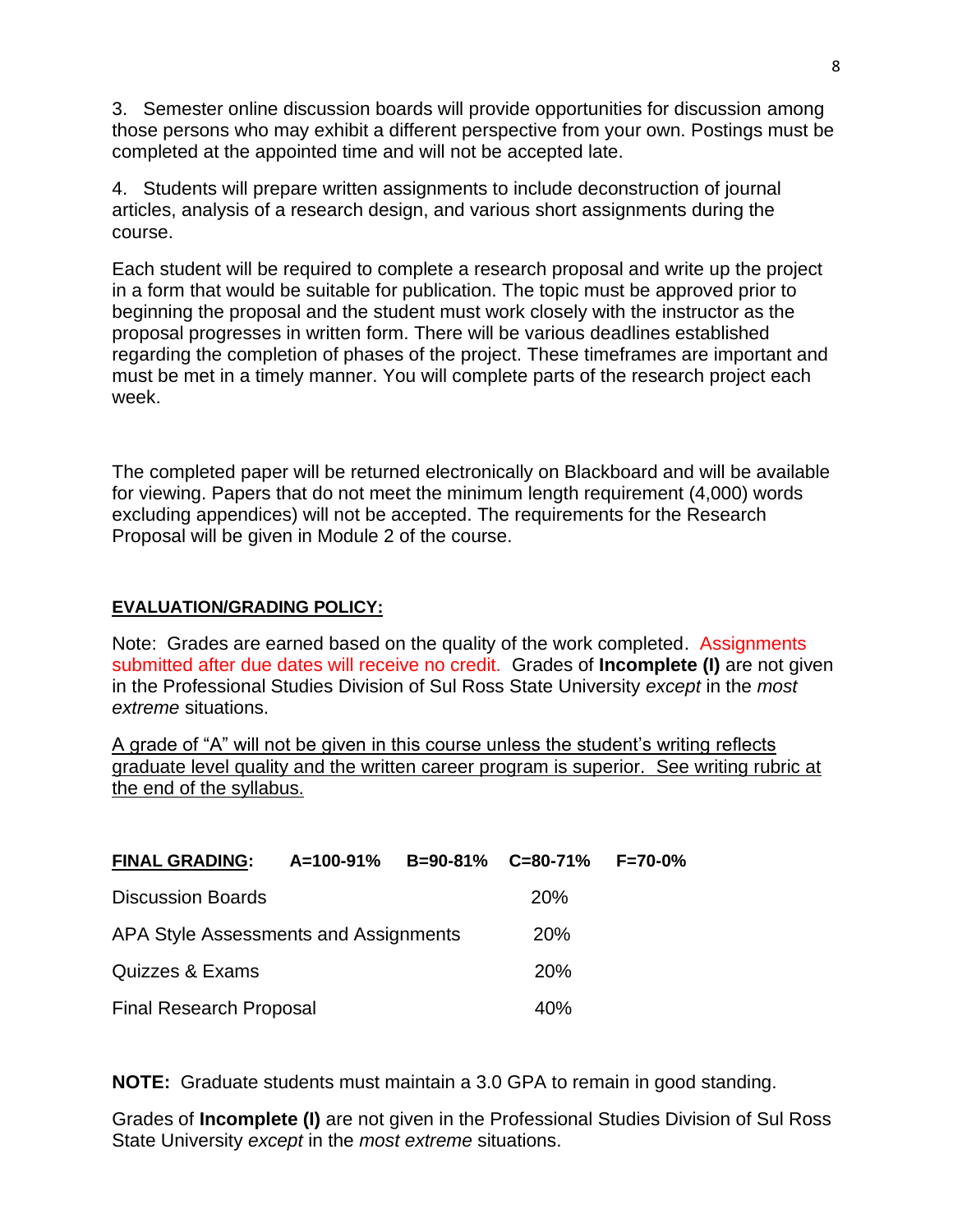3. Semester online discussion boards will provide opportunities for discussion among those persons who may exhibit a different perspective from your own. Postings must be completed at the appointed time and will not be accepted late.

4. Students will prepare written assignments to include deconstruction of journal articles, analysis of a research design, and various short assignments during the course.

Each student will be required to complete a research proposal and write up the project in a form that would be suitable for publication. The topic must be approved prior to beginning the proposal and the student must work closely with the instructor as the proposal progresses in written form. There will be various deadlines established regarding the completion of phases of the project. These timeframes are important and must be met in a timely manner. You will complete parts of the research project each week.

The completed paper will be returned electronically on Blackboard and will be available for viewing. Papers that do not meet the minimum length requirement (4,000) words excluding appendices) will not be accepted. The requirements for the Research Proposal will be given in Module 2 of the course.

**EVALUATION/GRADING POLICY:**

Note: Grades are earned based on the quality of the work completed. Assignments submitted after due dates will receive no credit. Grades of **Incomplete (I)** are not given in the Professional Studies Division of Sul Ross State University *except* in the *most extreme* situations.

A grade of "A" will not be given in this course unless the student's writing reflects graduate level quality and the written career program is superior. See writing rubric at the end of the syllabus.

**FINAL GRADING:** **A=100-91%** **B=90-81%** **C=80-71%** **F=70-0%**

| | |
|---|---|
| Discussion Boards | 20% |
| APA Style Assessments and Assignments | 20% |
| Quizzes & Exams | 20% |
| Final Research Proposal | 40% |

**NOTE:** Graduate students must maintain a 3.0 GPA to remain in good standing.

Grades of **Incomplete (I)** are not given in the Professional Studies Division of Sul Ross State University *except* in the *most extreme* situations.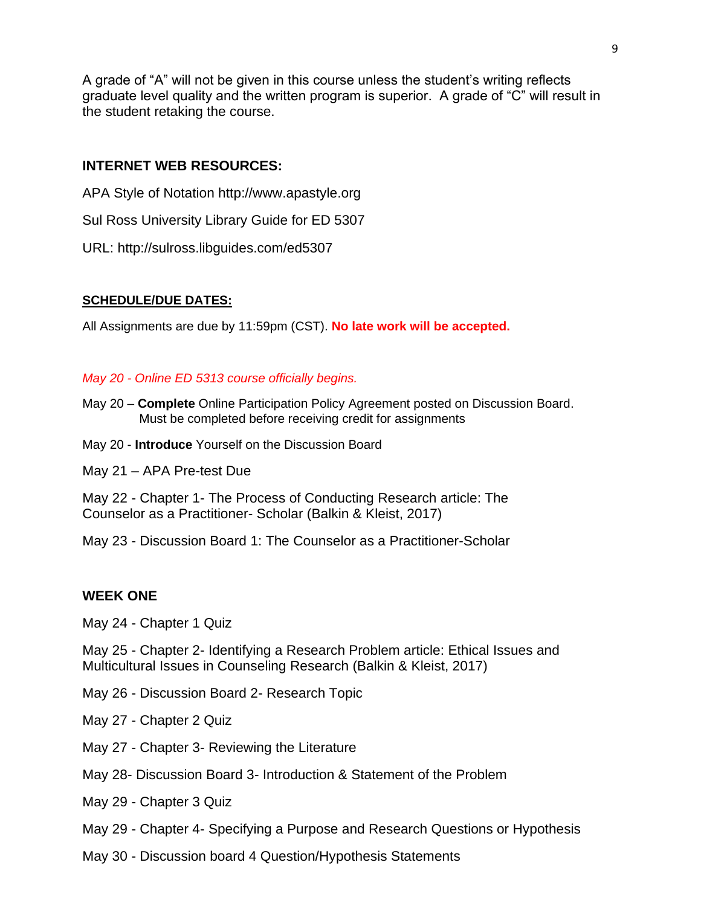A grade of "A" will not be given in this course unless the student's writing reflects graduate level quality and the written program is superior. A grade of "C" will result in the student retaking the course.

## INTERNET WEB RESOURCES:

APA Style of Notation http://www.apastyle.org

Sul Ross University Library Guide for ED 5307

URL: http://sulross.libguides.com/ed5307

## SCHEDULE/DUE DATES:

All Assignments are due by 11:59pm (CST). **No late work will be accepted.**

*May 20 - Online ED 5313 course officially begins.*

May 20 – **Complete** Online Participation Policy Agreement posted on Discussion Board. Must be completed before receiving credit for assignments

May 20 - **Introduce** Yourself on the Discussion Board

May 21 – APA Pre-test Due

May 22 - Chapter 1- The Process of Conducting Research article: The Counselor as a Practitioner- Scholar (Balkin & Kleist, 2017)

May 23 - Discussion Board 1: The Counselor as a Practitioner-Scholar

## WEEK ONE

May 24 - Chapter 1 Quiz

May 25 - Chapter 2- Identifying a Research Problem article: Ethical Issues and Multicultural Issues in Counseling Research (Balkin & Kleist, 2017)

May 26 - Discussion Board 2- Research Topic

May 27 - Chapter 2 Quiz

May 27 - Chapter 3- Reviewing the Literature

May 28- Discussion Board 3- Introduction & Statement of the Problem

May 29 - Chapter 3 Quiz

May 29 - Chapter 4- Specifying a Purpose and Research Questions or Hypothesis

May 30 - Discussion board 4 Question/Hypothesis Statements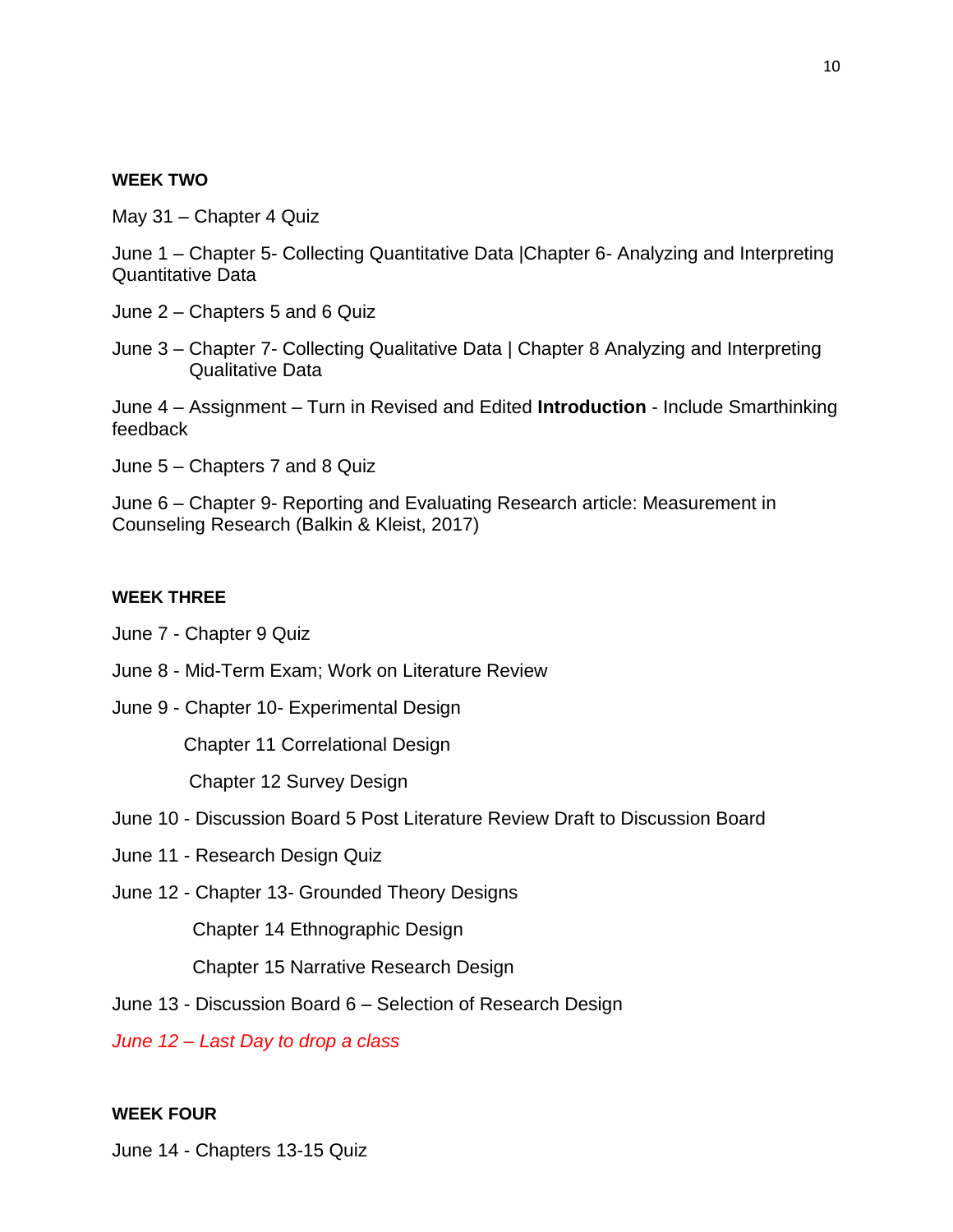**WEEK TWO**

May 31 – Chapter 4 Quiz

June 1 – Chapter 5- Collecting Quantitative Data |Chapter 6- Analyzing and Interpreting Quantitative Data

June 2 – Chapters 5 and 6 Quiz

June 3 – Chapter 7- Collecting Qualitative Data | Chapter 8 Analyzing and Interpreting Qualitative Data

June 4 – Assignment – Turn in Revised and Edited **Introduction** - Include Smarthinking feedback

June 5 – Chapters 7 and 8 Quiz

June 6 – Chapter 9- Reporting and Evaluating Research article: Measurement in Counseling Research (Balkin & Kleist, 2017)

**WEEK THREE**

June 7 - Chapter 9 Quiz

June 8 - Mid-Term Exam; Work on Literature Review

June 9 - Chapter 10- Experimental Design

Chapter 11 Correlational Design

Chapter 12 Survey Design

June 10 - Discussion Board 5 Post Literature Review Draft to Discussion Board

June 11 - Research Design Quiz

June 12 - Chapter 13- Grounded Theory Designs

Chapter 14 Ethnographic Design

Chapter 15 Narrative Research Design

June 13 - Discussion Board 6 – Selection of Research Design

*June 12 – Last Day to drop a class*

**WEEK FOUR**

June 14 - Chapters 13-15 Quiz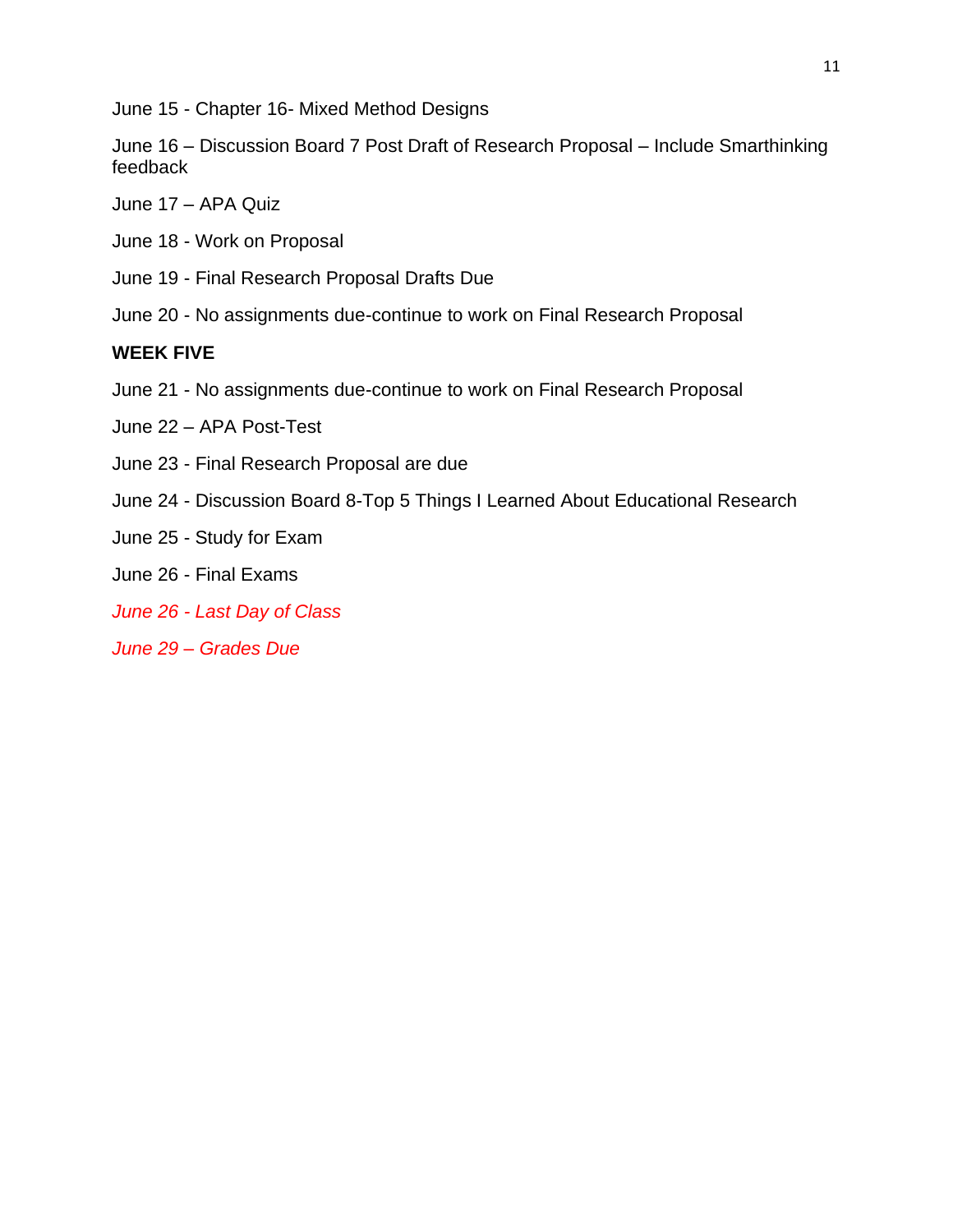June 15 - Chapter 16- Mixed Method Designs

June 16 – Discussion Board 7 Post Draft of Research Proposal – Include Smarthinking feedback

June 17 – APA Quiz

June 18 - Work on Proposal

June 19 - Final Research Proposal Drafts Due

June 20 - No assignments due-continue to work on Final Research Proposal

**WEEK FIVE**

June 21 - No assignments due-continue to work on Final Research Proposal

June 22 – APA Post-Test

June 23 - Final Research Proposal are due

June 24 - Discussion Board 8-Top 5 Things I Learned About Educational Research

June 25 - Study for Exam

June 26 - Final Exams

*June 26 - Last Day of Class*

*June 29 – Grades Due*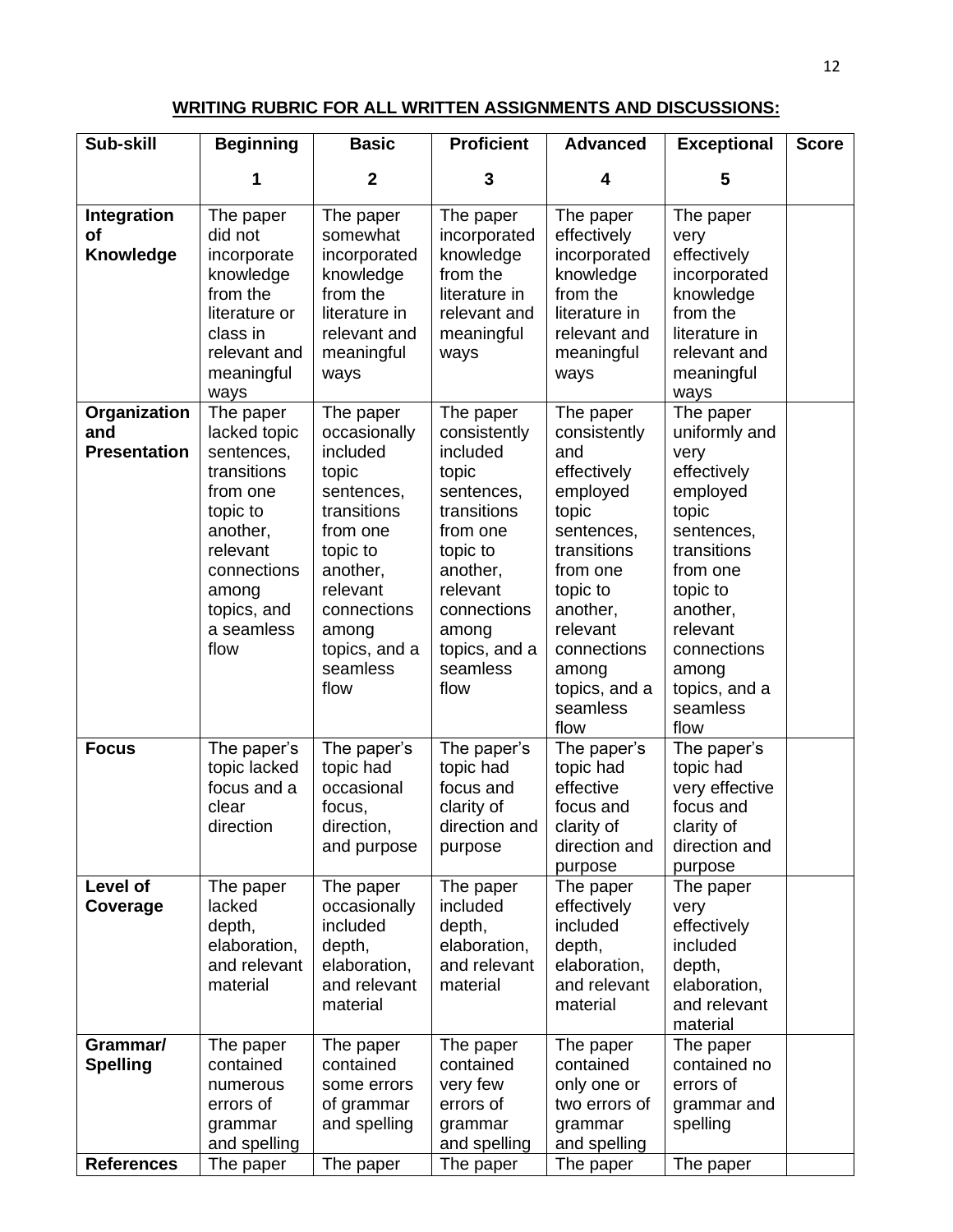**WRITING RUBRIC FOR ALL WRITTEN ASSIGNMENTS AND DISCUSSIONS:**

| Sub-skill | Beginning 1 | Basic 2 | Proficient 3 | Advanced 4 | Exceptional 5 | Score |
|---|---|---|---|---|---|---|
| **Integration of Knowledge** | The paper did not incorporate knowledge from the literature or class in relevant and meaningful ways | The paper somewhat incorporated knowledge from the literature in relevant and meaningful ways | The paper incorporated knowledge from the literature in relevant and meaningful ways | The paper effectively incorporated knowledge from the literature in relevant and meaningful ways | The paper very effectively incorporated knowledge from the literature in relevant and meaningful ways | |
| **Organization and Presentation** | The paper lacked topic sentences, transitions from one topic to another, relevant connections among topics, and a seamless flow | The paper occasionally included topic sentences, transitions from one topic to another, relevant connections among topics, and a seamless flow | The paper consistently included topic sentences, transitions from one topic to another, relevant connections among topics, and a seamless flow | The paper consistently and effectively employed topic sentences, transitions from one topic to another, relevant connections among topics, and a seamless flow | The paper uniformly and very effectively employed topic sentences, transitions from one topic to another, relevant connections among topics, and a seamless flow | |
| **Focus** | The paper's topic lacked focus and a clear direction | The paper's topic had occasional focus, direction, and purpose | The paper's topic had focus and clarity of direction and purpose | The paper's topic had effective focus and clarity of direction and purpose | The paper's topic had very effective focus and clarity of direction and purpose | |
| **Level of Coverage** | The paper lacked depth, elaboration, and relevant material | The paper occasionally included depth, elaboration, and relevant material | The paper included depth, elaboration, and relevant material | The paper effectively included depth, elaboration, and relevant material | The paper very effectively included depth, elaboration, and relevant material | |
| **Grammar/ Spelling** | The paper contained numerous errors of grammar and spelling | The paper contained some errors of grammar and spelling | The paper contained very few errors of grammar and spelling | The paper contained only one or two errors of grammar and spelling | The paper contained no errors of grammar and spelling | |
| **References** | The paper | The paper | The paper | The paper | The paper | |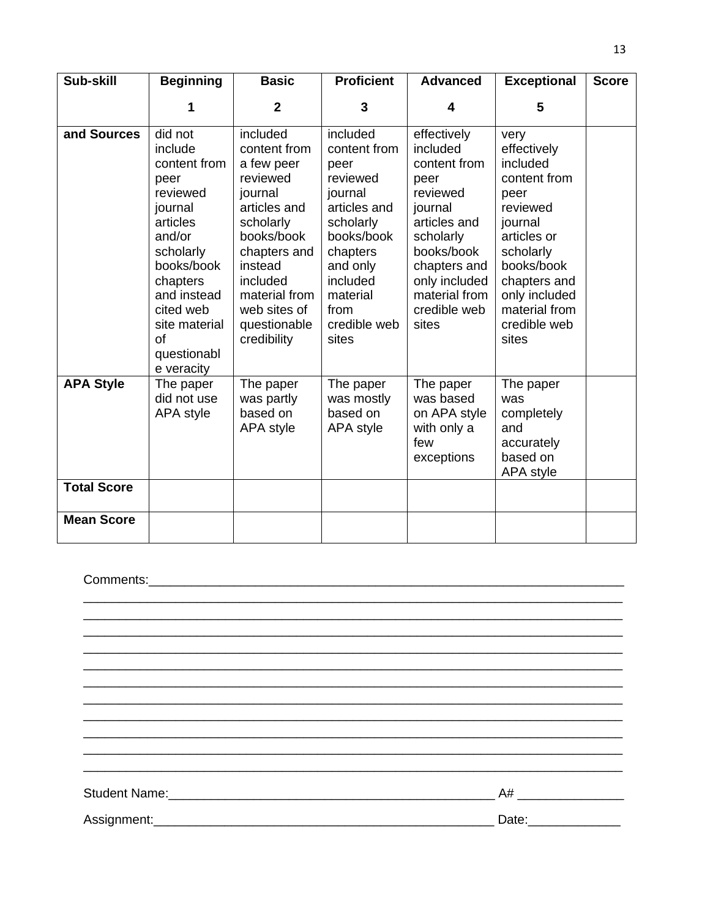| Sub-skill | Beginning<br>1 | Basic<br>2 | Proficient<br>3 | Advanced<br>4 | Exceptional<br>5 | Score |
|---|---|---|---|---|---|---|
| **and Sources** | did not include content from peer reviewed journal articles and/or scholarly books/book chapters and instead cited web site material of questionable veracity | included content from a few peer reviewed journal articles and scholarly books/book chapters and instead included material from web sites of questionable credibility | included content from peer reviewed journal articles and scholarly books/book chapters and only included material from credible web sites | effectively included content from peer reviewed journal articles and scholarly books/book chapters and only included material from credible web sites | very effectively included content from peer reviewed journal articles or scholarly books/book chapters and only included material from credible web sites | |
| **APA Style** | The paper did not use APA style | The paper was partly based on APA style | The paper was mostly based on APA style | The paper was based on APA style with only a few exceptions | The paper was completely and accurately based on APA style | |
| **Total Score** | | | | | | |
| **Mean Score** | | | | | | |

Comments:_____________________________________________________________________
______________________________________________________________________________
______________________________________________________________________________
______________________________________________________________________________
______________________________________________________________________________
______________________________________________________________________________
______________________________________________________________________________
______________________________________________________________________________
______________________________________________________________________________
______________________________________________________________________________
______________________________________________________________________________
______________________________________________________________________________

Student Name:________________________________________________ A# _______________

Assignment:__________________________________________________ Date:_____________